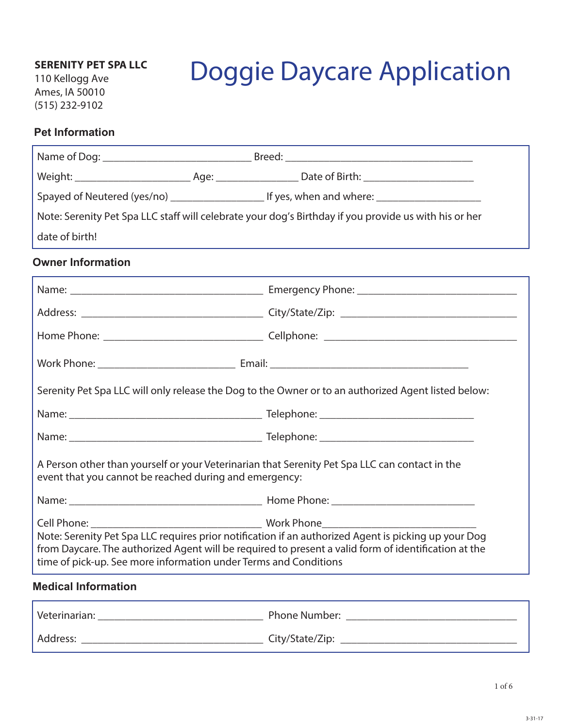**SERENITY PET SPA LLC**
110 Kellogg Ave
Ames, IA 50010
(515) 232-9102

# Doggie Daycare Application

## Pet Information

Name of Dog: ___________________________ Breed: __________________________________

Weight: _____________________ Age: ______________ Date of Birth: ___________________

Spayed of Neutered (yes/no) ________________ If yes, when and where: __________________

Note: Serenity Pet Spa LLC staff will celebrate your dog's Birthday if you provide us with his or her date of birth!

## Owner Information

Name: ___________________________________ Emergency Phone: _____________________________

Address: ________________________________ City/State/Zip: _________________________________

Home Phone: ____________________________ Cellphone: ____________________________________

Work Phone: _________________________ Email: ____________________________________

Serenity Pet Spa LLC will only release the Dog to the Owner or to an authorized Agent listed below:

Name: ___________________________________ Telephone: ____________________________

Name: ___________________________________ Telephone: ____________________________

A Person other than yourself or your Veterinarian that Serenity Pet Spa LLC can contact in the event that you cannot be reached during and emergency:

Name: ___________________________________ Home Phone: __________________________

Cell Phone: ______________________________ Work Phone____________________________

Note: Serenity Pet Spa LLC requires prior notification if an authorized Agent is picking up your Dog from Daycare. The authorized Agent will be required to present a valid form of identification at the time of pick-up. See more information under Terms and Conditions

## Medical Information

Veterinarian: _____________________________ Phone Number: ______________________________

Address: ________________________________ City/State/Zip: _______________________________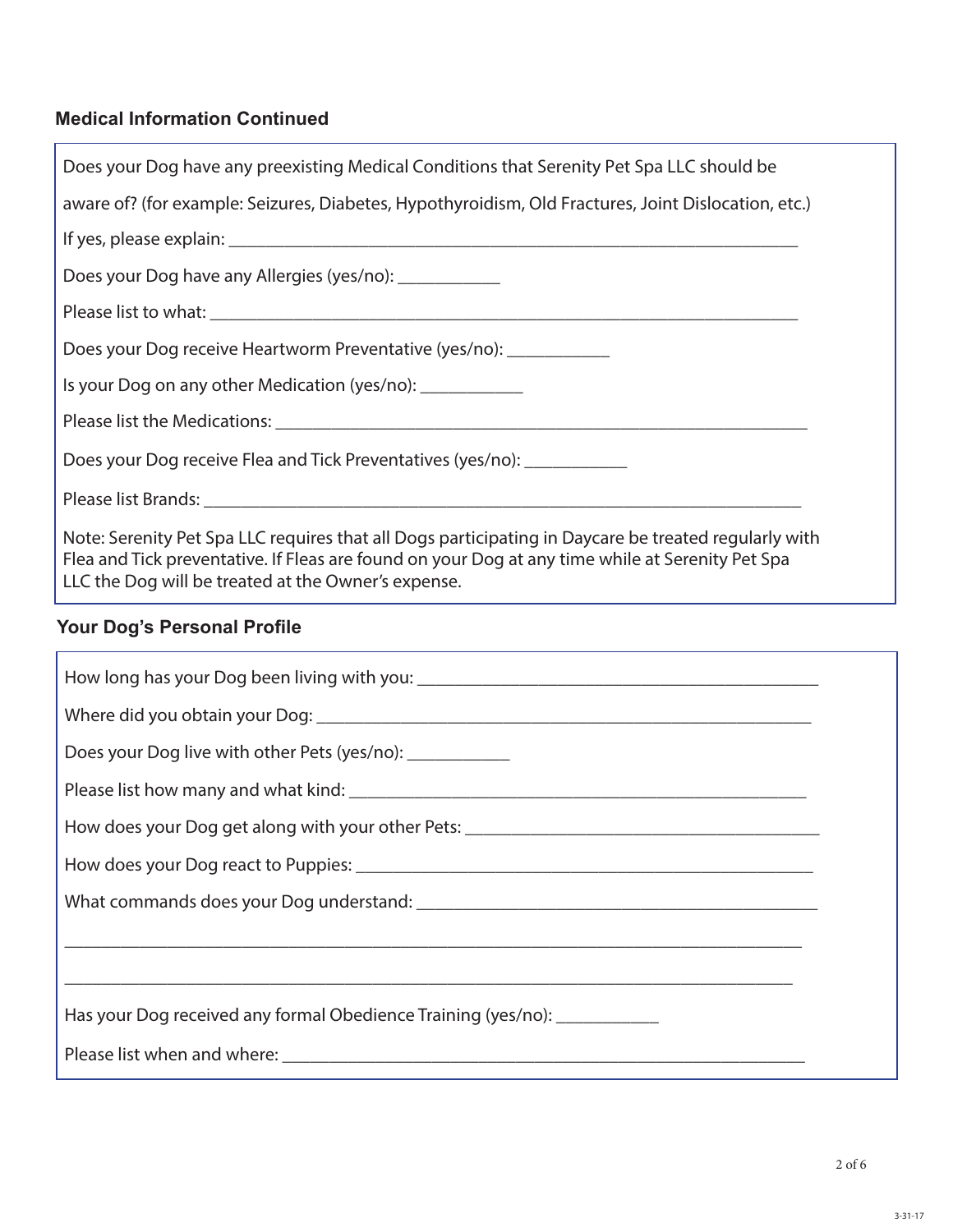## Medical Information Continued

Does your Dog have any preexisting Medical Conditions that Serenity Pet Spa LLC should be aware of? (for example: Seizures, Diabetes, Hypothyroidism, Old Fractures, Joint Dislocation, etc.)

If yes, please explain: ___________________________________________________________

Does your Dog have any Allergies (yes/no): ___________

Please list to what: ___________________________________________________________

Does your Dog receive Heartworm Preventative (yes/no): ___________

Is your Dog on any other Medication (yes/no): ___________

Please list the Medications: ______________________________________________________

Does your Dog receive Flea and Tick Preventatives (yes/no): ___________

Please list Brands: ____________________________________________________________

Note: Serenity Pet Spa LLC requires that all Dogs participating in Daycare be treated regularly with Flea and Tick preventative. If Fleas are found on your Dog at any time while at Serenity Pet Spa LLC the Dog will be treated at the Owner's expense.

## Your Dog's Personal Profile

How long has your Dog been living with you: _________________________________________

Where did you obtain your Dog: ___________________________________________________

Does your Dog live with other Pets (yes/no): ___________

Please list how many and what kind: _______________________________________________

How does your Dog get along with your other Pets: ____________________________________

How does your Dog react to Puppies: _______________________________________________

What commands does your Dog understand: __________________________________________

_________________________________________________________________________________

_________________________________________________________________________________

Has your Dog received any formal Obedience Training (yes/no): ___________

Please list when and where: _______________________________________________________

3-31-17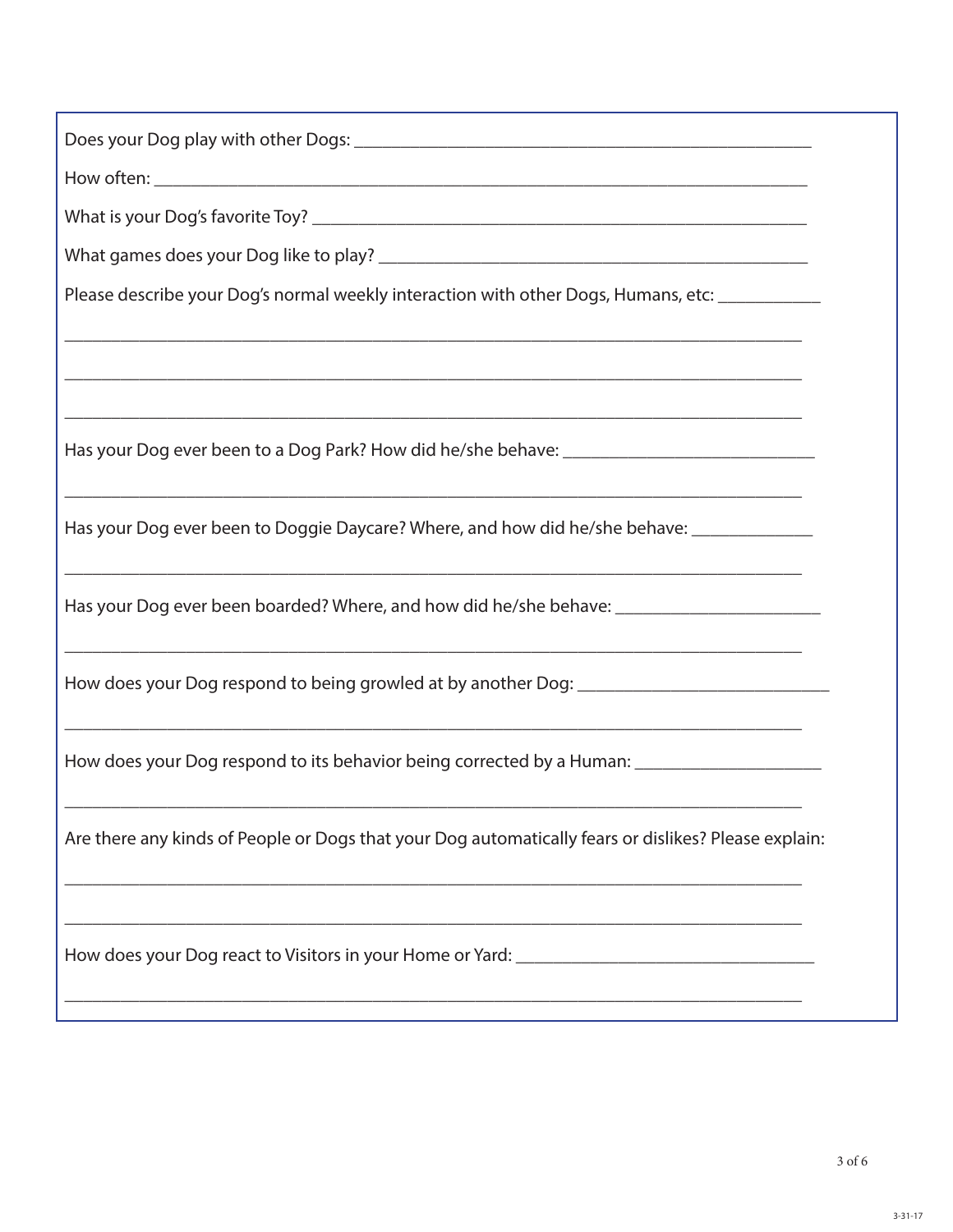Does your Dog play with other Dogs: ___________________________________________________

How often: _____________________________________________________________________

What is your Dog's favorite Toy? _________________________________________________

What games does your Dog like to play? ____________________________________________

Please describe your Dog's normal weekly interaction with other Dogs, Humans, etc: ___________

_______________________________________________________________________________

_______________________________________________________________________________

_______________________________________________________________________________

Has your Dog ever been to a Dog Park? How did he/she behave: __________________________

_______________________________________________________________________________

Has your Dog ever been to Doggie Daycare? Where, and how did he/she behave: _____________

_______________________________________________________________________________

Has your Dog ever been boarded? Where, and how did he/she behave: _____________________

_______________________________________________________________________________

How does your Dog respond to being growled at by another Dog: __________________________

_______________________________________________________________________________

How does your Dog respond to its behavior being corrected by a Human: ___________________

_______________________________________________________________________________

Are there any kinds of People or Dogs that your Dog automatically fears or dislikes? Please explain:

_______________________________________________________________________________

_______________________________________________________________________________

How does your Dog react to Visitors in your Home or Yard: ______________________________

_______________________________________________________________________________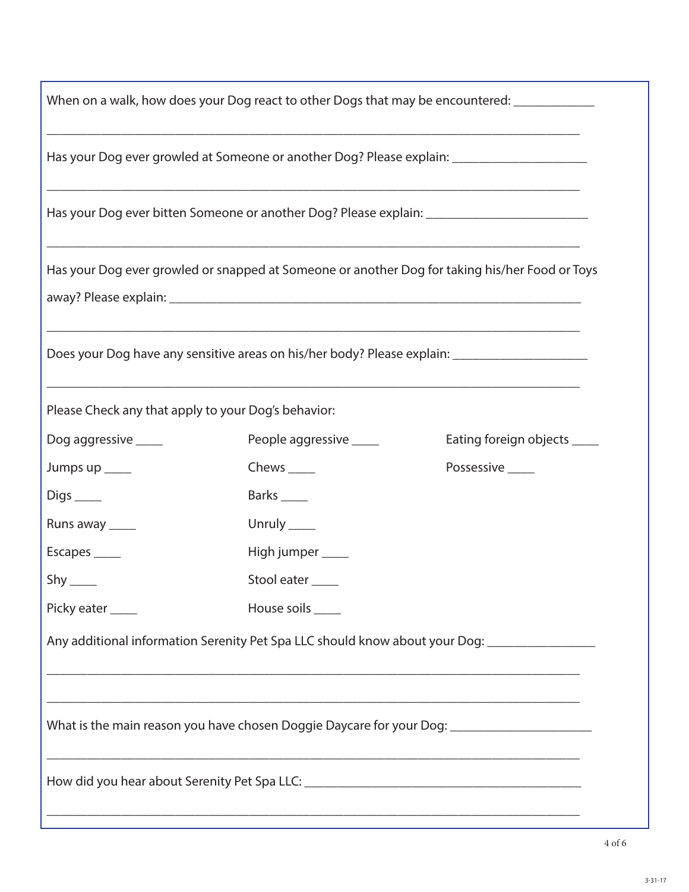When on a walk, how does your Dog react to other Dogs that may be encountered: ____________

______________________________________________________________________________

Has your Dog ever growled at Someone or another Dog? Please explain: ____________________

______________________________________________________________________________

Has your Dog ever bitten Someone or another Dog? Please explain: ________________________

______________________________________________________________________________

Has your Dog ever growled or snapped at Someone or another Dog for taking his/her Food or Toys away? Please explain: _______________________________________________________________

______________________________________________________________________________

Does your Dog have any sensitive areas on his/her body? Please explain: ____________________

______________________________________________________________________________

Please Check any that apply to your Dog's behavior:

| | | |
|---|---|---|
| Dog aggressive ____ | People aggressive ____ | Eating foreign objects ____ |
| Jumps up ____ | Chews ____ | Possessive ____ |
| Digs ____ | Barks ____ | |
| Runs away ____ | Unruly ____ | |
| Escapes ____ | High jumper ____ | |
| Shy ____ | Stool eater ____ | |
| Picky eater ____ | House soils ____ | |

Any additional information Serenity Pet Spa LLC should know about your Dog: ________________

______________________________________________________________________________

______________________________________________________________________________

What is the main reason you have chosen Doggie Daycare for your Dog: _____________________

______________________________________________________________________________

How did you hear about Serenity Pet Spa LLC: __________________________________________

______________________________________________________________________________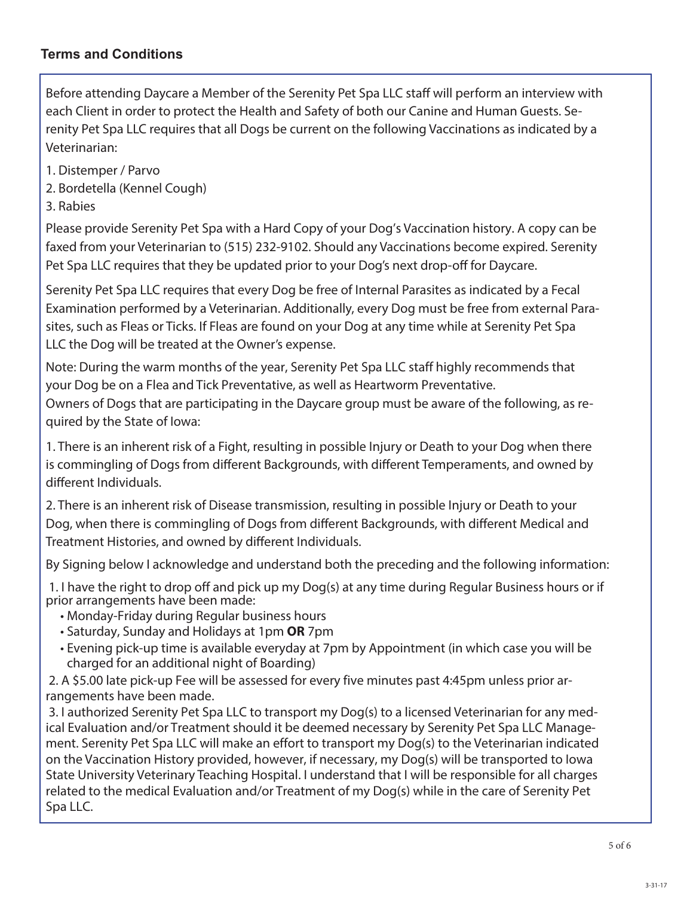## Terms and Conditions

Before attending Daycare a Member of the Serenity Pet Spa LLC staff will perform an interview with each Client in order to protect the Health and Safety of both our Canine and Human Guests. Serenity Pet Spa LLC requires that all Dogs be current on the following Vaccinations as indicated by a Veterinarian:

1. Distemper / Parvo
2. Bordetella (Kennel Cough)
3. Rabies

Please provide Serenity Pet Spa with a Hard Copy of your Dog's Vaccination history. A copy can be faxed from your Veterinarian to (515) 232-9102. Should any Vaccinations become expired. Serenity Pet Spa LLC requires that they be updated prior to your Dog's next drop-off for Daycare.

Serenity Pet Spa LLC requires that every Dog be free of Internal Parasites as indicated by a Fecal Examination performed by a Veterinarian. Additionally, every Dog must be free from external Parasites, such as Fleas or Ticks. If Fleas are found on your Dog at any time while at Serenity Pet Spa LLC the Dog will be treated at the Owner's expense.

Note: During the warm months of the year, Serenity Pet Spa LLC staff highly recommends that your Dog be on a Flea and Tick Preventative, as well as Heartworm Preventative.
Owners of Dogs that are participating in the Daycare group must be aware of the following, as required by the State of Iowa:

1. There is an inherent risk of a Fight, resulting in possible Injury or Death to your Dog when there is commingling of Dogs from different Backgrounds, with different Temperaments, and owned by different Individuals.

2. There is an inherent risk of Disease transmission, resulting in possible Injury or Death to your Dog, when there is commingling of Dogs from different Backgrounds, with different Medical and Treatment Histories, and owned by different Individuals.

By Signing below I acknowledge and understand both the preceding and the following information:

1. I have the right to drop off and pick up my Dog(s) at any time during Regular Business hours or if prior arrangements have been made:
   - Monday-Friday during Regular business hours
   - Saturday, Sunday and Holidays at 1pm **OR** 7pm
   - Evening pick-up time is available everyday at 7pm by Appointment (in which case you will be charged for an additional night of Boarding)
2. A $5.00 late pick-up Fee will be assessed for every five minutes past 4:45pm unless prior arrangements have been made.
3. I authorized Serenity Pet Spa LLC to transport my Dog(s) to a licensed Veterinarian for any medical Evaluation and/or Treatment should it be deemed necessary by Serenity Pet Spa LLC Management. Serenity Pet Spa LLC will make an effort to transport my Dog(s) to the Veterinarian indicated on the Vaccination History provided, however, if necessary, my Dog(s) will be transported to Iowa State University Veterinary Teaching Hospital. I understand that I will be responsible for all charges related to the medical Evaluation and/or Treatment of my Dog(s) while in the care of Serenity Pet Spa LLC.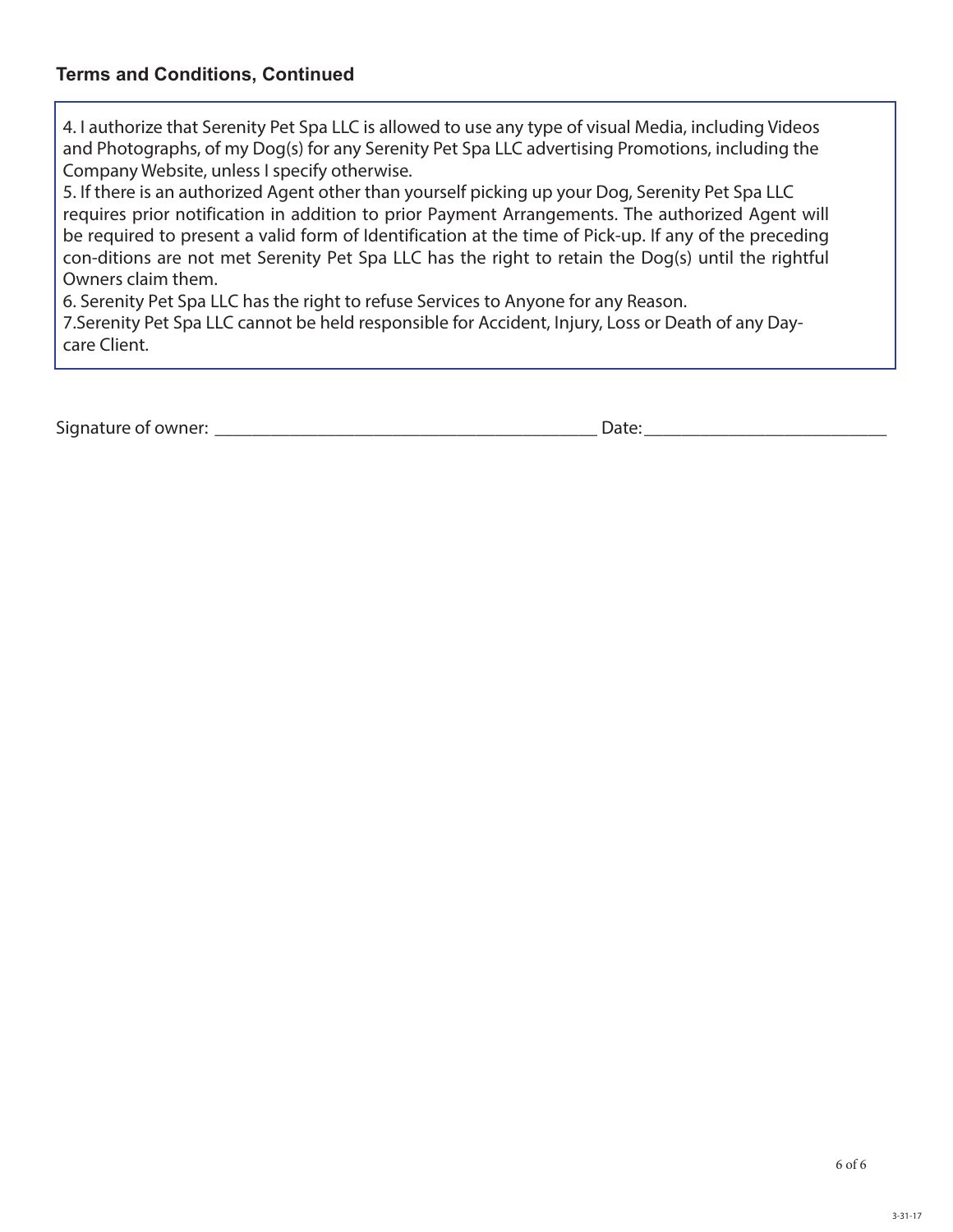**Terms and Conditions, Continued**

4. I authorize that Serenity Pet Spa LLC is allowed to use any type of visual Media, including Videos and Photographs, of my Dog(s) for any Serenity Pet Spa LLC advertising Promotions, including the Company Website, unless I specify otherwise.
5. If there is an authorized Agent other than yourself picking up your Dog, Serenity Pet Spa LLC requires prior notification in addition to prior Payment Arrangements. The authorized Agent will be required to present a valid form of Identification at the time of Pick-up. If any of the preceding con-ditions are not met Serenity Pet Spa LLC has the right to retain the Dog(s) until the rightful Owners claim them.
6. Serenity Pet Spa LLC has the right to refuse Services to Anyone for any Reason.
7.Serenity Pet Spa LLC cannot be held responsible for Accident, Injury, Loss or Death of any Day-care Client.

Signature of owner: ___________________________________________ Date:___________________________

3-31-17